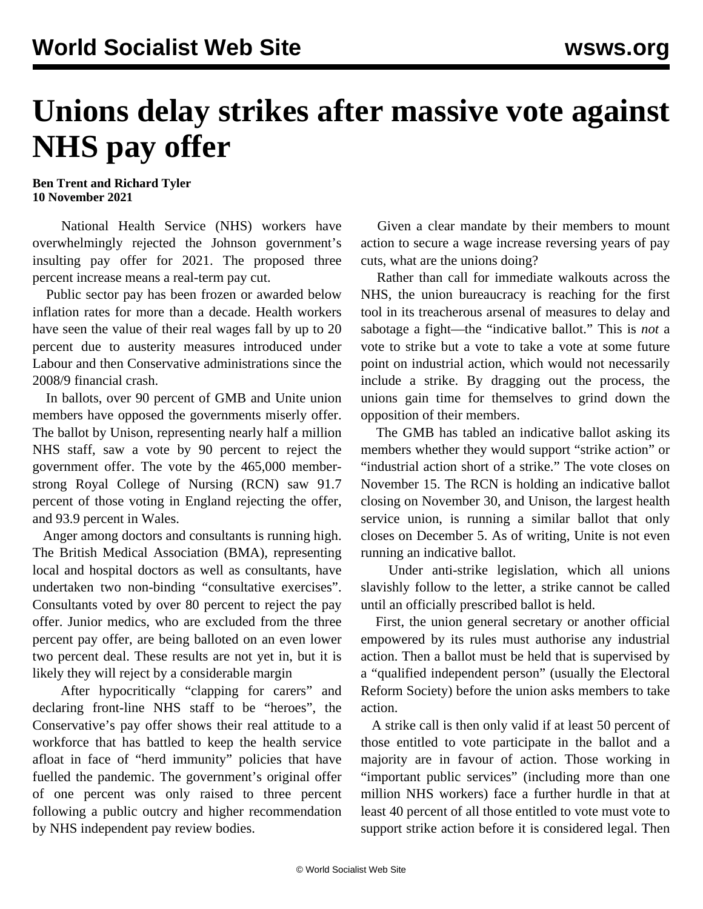# Unions delay strikes after massive vote against NHS pay offer

**Ben Trent and Richard Tyler**
**10 November 2021**

National Health Service (NHS) workers have overwhelmingly rejected the Johnson government's insulting pay offer for 2021. The proposed three percent increase means a real-term pay cut.

Public sector pay has been frozen or awarded below inflation rates for more than a decade. Health workers have seen the value of their real wages fall by up to 20 percent due to austerity measures introduced under Labour and then Conservative administrations since the 2008/9 financial crash.

In ballots, over 90 percent of GMB and Unite union members have opposed the governments miserly offer. The ballot by Unison, representing nearly half a million NHS staff, saw a vote by 90 percent to reject the government offer. The vote by the 465,000 member-strong Royal College of Nursing (RCN) saw 91.7 percent of those voting in England rejecting the offer, and 93.9 percent in Wales.

Anger among doctors and consultants is running high. The British Medical Association (BMA), representing local and hospital doctors as well as consultants, have undertaken two non-binding "consultative exercises". Consultants voted by over 80 percent to reject the pay offer. Junior medics, who are excluded from the three percent pay offer, are being balloted on an even lower two percent deal. These results are not yet in, but it is likely they will reject by a considerable margin

After hypocritically "clapping for carers" and declaring front-line NHS staff to be "heroes", the Conservative's pay offer shows their real attitude to a workforce that has battled to keep the health service afloat in face of "herd immunity" policies that have fuelled the pandemic. The government's original offer of one percent was only raised to three percent following a public outcry and higher recommendation by NHS independent pay review bodies.

Given a clear mandate by their members to mount action to secure a wage increase reversing years of pay cuts, what are the unions doing?

Rather than call for immediate walkouts across the NHS, the union bureaucracy is reaching for the first tool in its treacherous arsenal of measures to delay and sabotage a fight—the "indicative ballot." This is *not* a vote to strike but a vote to take a vote at some future point on industrial action, which would not necessarily include a strike. By dragging out the process, the unions gain time for themselves to grind down the opposition of their members.

The GMB has tabled an indicative ballot asking its members whether they would support "strike action" or "industrial action short of a strike." The vote closes on November 15. The RCN is holding an indicative ballot closing on November 30, and Unison, the largest health service union, is running a similar ballot that only closes on December 5. As of writing, Unite is not even running an indicative ballot.

Under anti-strike legislation, which all unions slavishly follow to the letter, a strike cannot be called until an officially prescribed ballot is held.

First, the union general secretary or another official empowered by its rules must authorise any industrial action. Then a ballot must be held that is supervised by a "qualified independent person" (usually the Electoral Reform Society) before the union asks members to take action.

A strike call is then only valid if at least 50 percent of those entitled to vote participate in the ballot and a majority are in favour of action. Those working in "important public services" (including more than one million NHS workers) face a further hurdle in that at least 40 percent of all those entitled to vote must vote to support strike action before it is considered legal. Then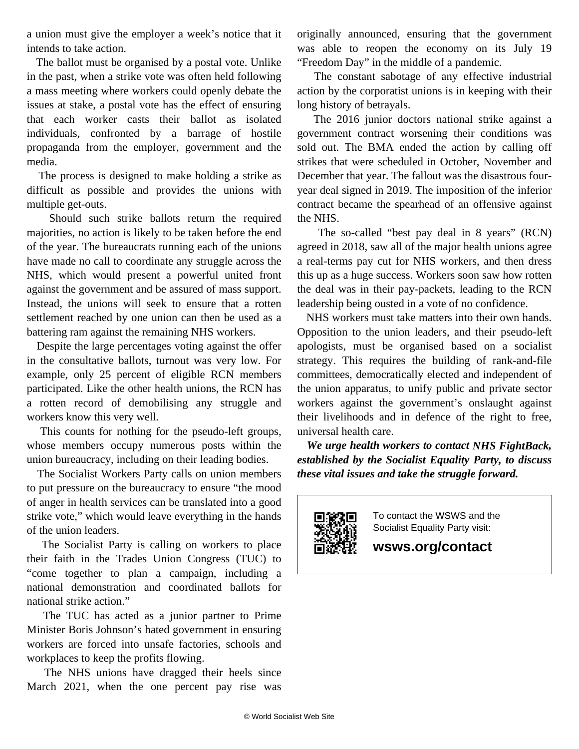a union must give the employer a week's notice that it intends to take action.

The ballot must be organised by a postal vote. Unlike in the past, when a strike vote was often held following a mass meeting where workers could openly debate the issues at stake, a postal vote has the effect of ensuring that each worker casts their ballot as isolated individuals, confronted by a barrage of hostile propaganda from the employer, government and the media.

The process is designed to make holding a strike as difficult as possible and provides the unions with multiple get-outs.

Should such strike ballots return the required majorities, no action is likely to be taken before the end of the year. The bureaucrats running each of the unions have made no call to coordinate any struggle across the NHS, which would present a powerful united front against the government and be assured of mass support. Instead, the unions will seek to ensure that a rotten settlement reached by one union can then be used as a battering ram against the remaining NHS workers.

Despite the large percentages voting against the offer in the consultative ballots, turnout was very low. For example, only 25 percent of eligible RCN members participated. Like the other health unions, the RCN has a rotten record of demobilising any struggle and workers know this very well.

This counts for nothing for the pseudo-left groups, whose members occupy numerous posts within the union bureaucracy, including on their leading bodies.

The Socialist Workers Party calls on union members to put pressure on the bureaucracy to ensure "the mood of anger in health services can be translated into a good strike vote," which would leave everything in the hands of the union leaders.

The Socialist Party is calling on workers to place their faith in the Trades Union Congress (TUC) to "come together to plan a campaign, including a national demonstration and coordinated ballots for national strike action."

The TUC has acted as a junior partner to Prime Minister Boris Johnson's hated government in ensuring workers are forced into unsafe factories, schools and workplaces to keep the profits flowing.

The NHS unions have dragged their heels since March 2021, when the one percent pay rise was originally announced, ensuring that the government was able to reopen the economy on its July 19 "Freedom Day" in the middle of a pandemic.

The constant sabotage of any effective industrial action by the corporatist unions is in keeping with their long history of betrayals.

The 2016 junior doctors national strike against a government contract worsening their conditions was sold out. The BMA ended the action by calling off strikes that were scheduled in October, November and December that year. The fallout was the disastrous four-year deal signed in 2019. The imposition of the inferior contract became the spearhead of an offensive against the NHS.

The so-called "best pay deal in 8 years" (RCN) agreed in 2018, saw all of the major health unions agree a real-terms pay cut for NHS workers, and then dress this up as a huge success. Workers soon saw how rotten the deal was in their pay-packets, leading to the RCN leadership being ousted in a vote of no confidence.

NHS workers must take matters into their own hands. Opposition to the union leaders, and their pseudo-left apologists, must be organised based on a socialist strategy. This requires the building of rank-and-file committees, democratically elected and independent of the union apparatus, to unify public and private sector workers against the government's onslaught against their livelihoods and in defence of the right to free, universal health care.

***We urge health workers to contact NHS FightBack, established by the Socialist Equality Party, to discuss these vital issues and take the struggle forward.***

To contact the WSWS and the Socialist Equality Party visit:

**wsws.org/contact**